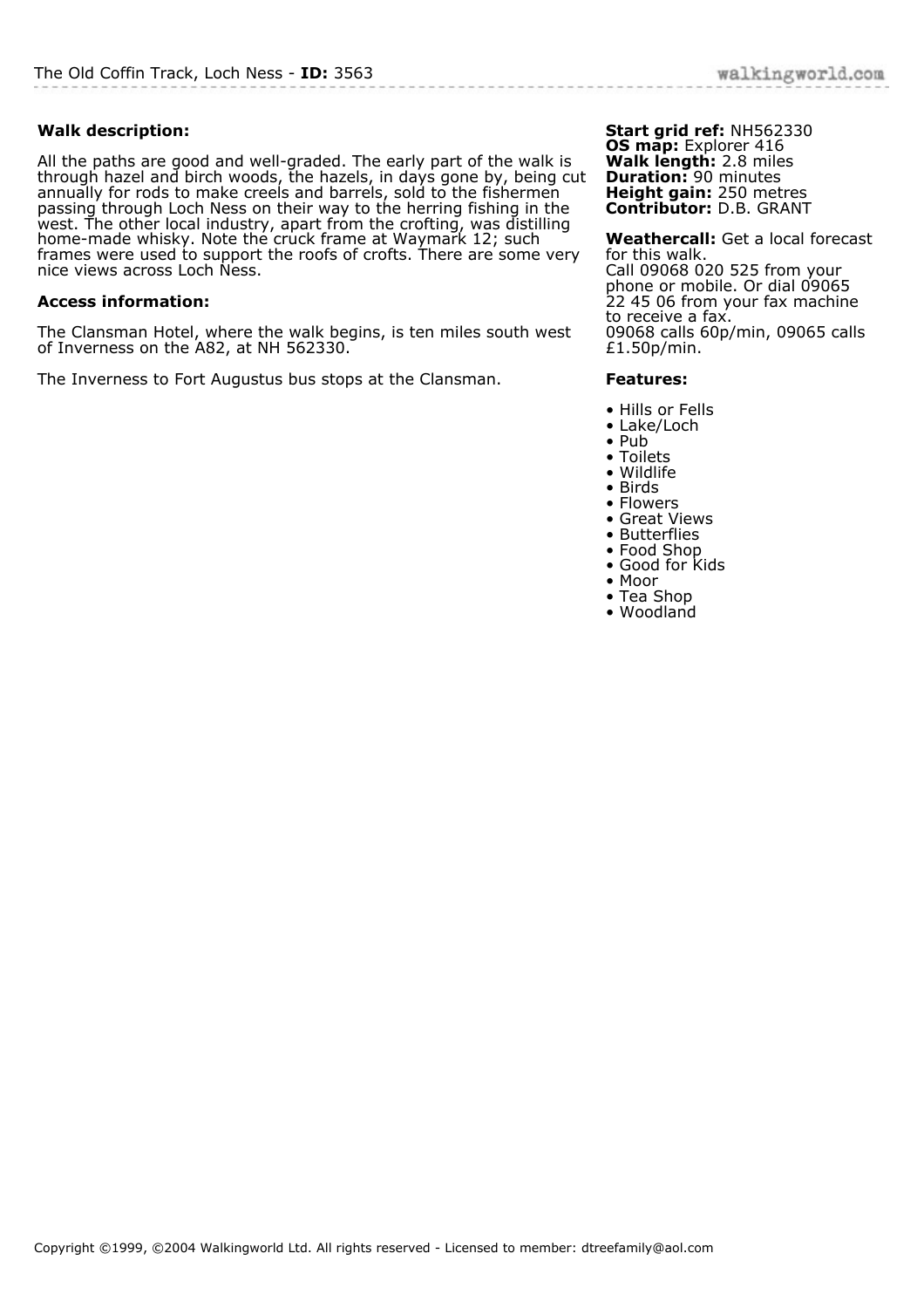# The Old Coffin Track, Loch Ness - **ID:** 3563

**Walk description:**

All the paths are good and well-graded. The early part of the walk is through hazel and birch woods, the hazels, in days gone by, being cut annually for rods to make creels and barrels, sold to the fishermen passing through Loch Ness on their way to the herring fishing in the west. The other local industry, apart from the crofting, was distilling home-made whisky. Note the cruck frame at Waymark 12; such frames were used to support the roofs of crofts. There are some very nice views across Loch Ness.

**Access information:**

The Clansman Hotel, where the walk begins, is ten miles south west of Inverness on the A82, at NH 562330.

The Inverness to Fort Augustus bus stops at the Clansman.

**Start grid ref:** NH562330
**OS map:** Explorer 416
**Walk length:** 2.8 miles
**Duration:** 90 minutes
**Height gain:** 250 metres
**Contributor:** D.B. GRANT

**Weathercall:** Get a local forecast for this walk.
Call 09068 020 525 from your phone or mobile. Or dial 09065 22 45 06 from your fax machine to receive a fax.
09068 calls 60p/min, 09065 calls £1.50p/min.

**Features:**

- Hills or Fells
- Lake/Loch
- Pub
- Toilets
- Wildlife
- Birds
- Flowers
- Great Views
- Butterflies
- Food Shop
- Good for Kids
- Moor
- Tea Shop
- Woodland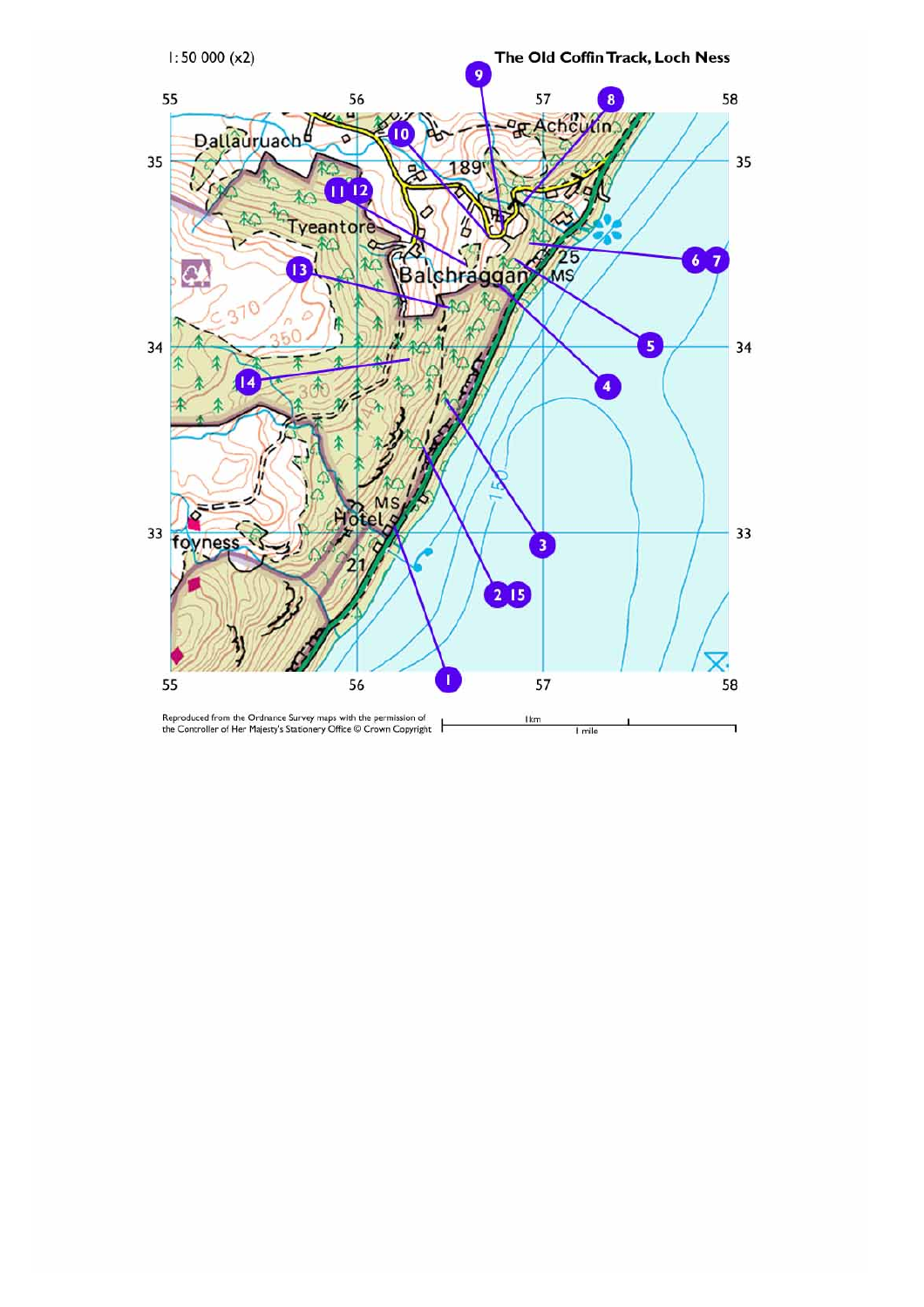1: 50 000 (x2)

**The Old Coffin Track, Loch Ness**

Reproduced from the Ordnance Survey maps with the permission of the Controller of Her Majesty's Stationery Office © Crown Copyright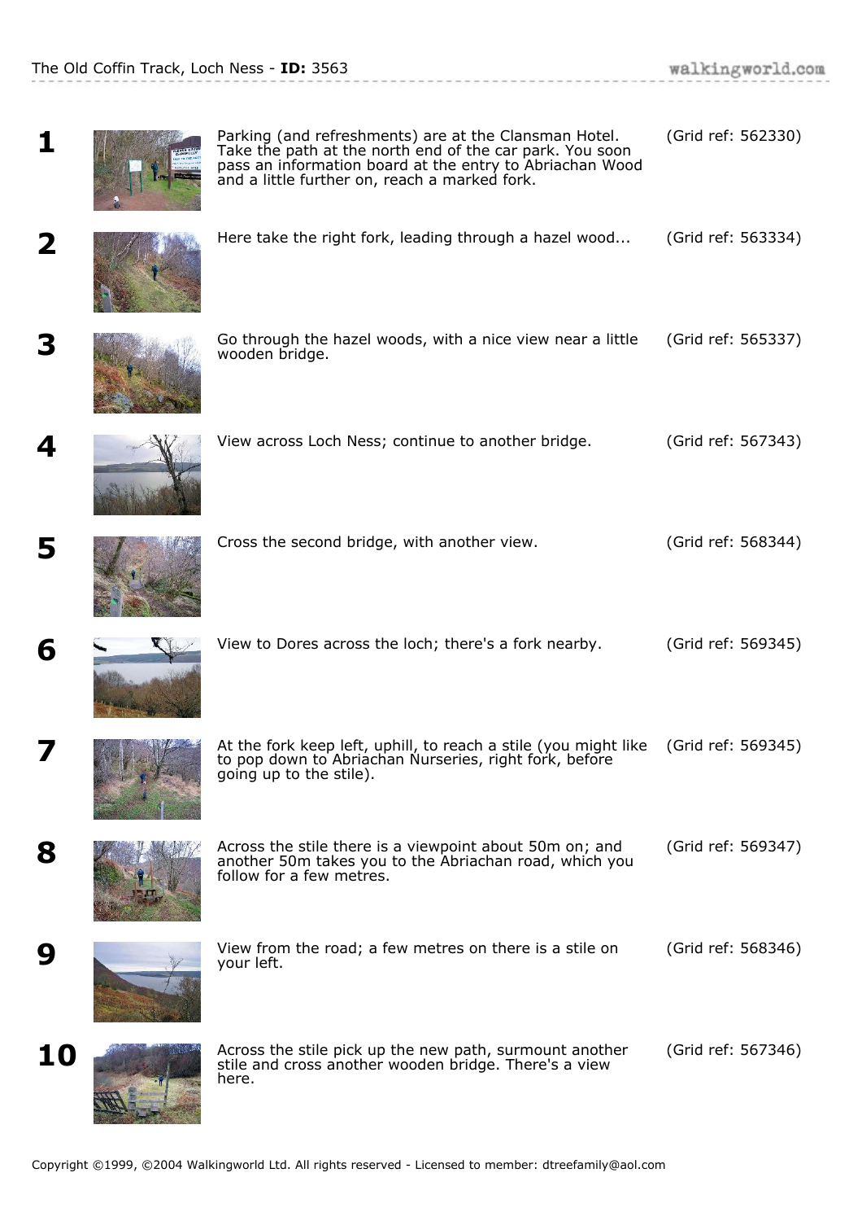**1** Parking (and refreshments) are at the Clansman Hotel. Take the path at the north end of the car park. You soon pass an information board at the entry to Abriachan Wood and a little further on, reach a marked fork. (Grid ref: 562330)

**2** Here take the right fork, leading through a hazel wood... (Grid ref: 563334)

**3** Go through the hazel woods, with a nice view near a little wooden bridge. (Grid ref: 565337)

**4** View across Loch Ness; continue to another bridge. (Grid ref: 567343)

**5** Cross the second bridge, with another view. (Grid ref: 568344)

**6** View to Dores across the loch; there's a fork nearby. (Grid ref: 569345)

**7** At the fork keep left, uphill, to reach a stile (you might like to pop down to Abriachan Nurseries, right fork, before going up to the stile). (Grid ref: 569345)

**8** Across the stile there is a viewpoint about 50m on; and another 50m takes you to the Abriachan road, which you follow for a few metres. (Grid ref: 569347)

**9** View from the road; a few metres on there is a stile on your left. (Grid ref: 568346)

**10** Across the stile pick up the new path, surmount another stile and cross another wooden bridge. There's a view here. (Grid ref: 567346)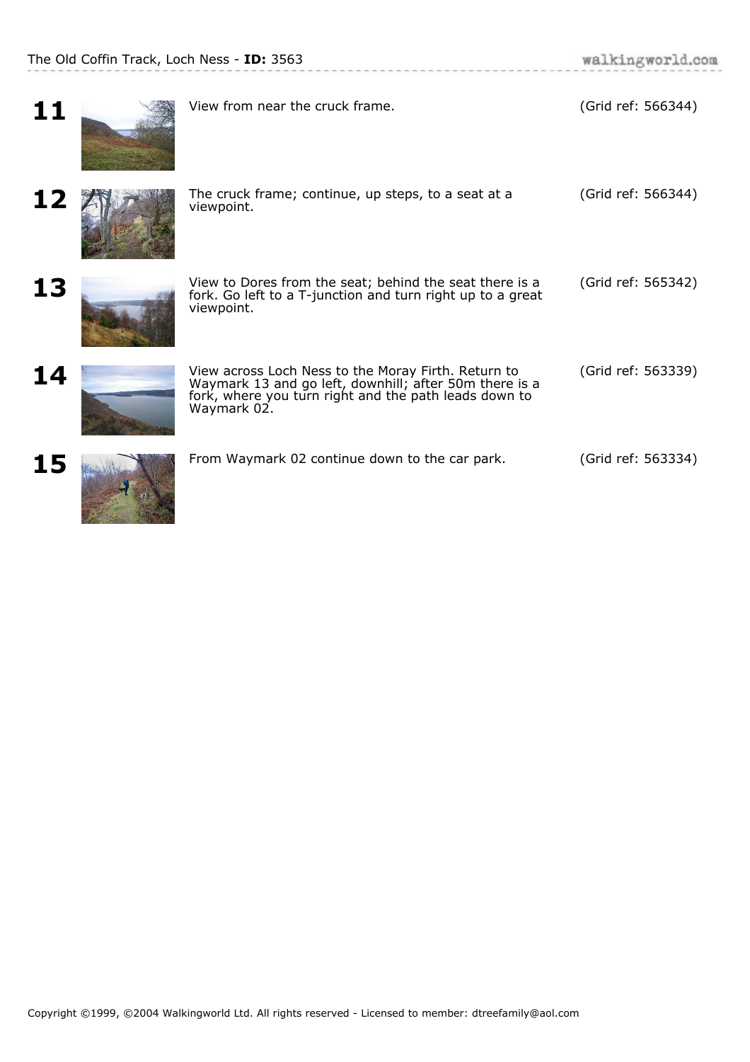**11** View from near the cruck frame. (Grid ref: 566344)

**12** The cruck frame; continue, up steps, to a seat at a viewpoint. (Grid ref: 566344)

**13** View to Dores from the seat; behind the seat there is a fork. Go left to a T-junction and turn right up to a great viewpoint. (Grid ref: 565342)

**14** View across Loch Ness to the Moray Firth. Return to Waymark 13 and go left, downhill; after 50m there is a fork, where you turn right and the path leads down to Waymark 02. (Grid ref: 563339)

**15** From Waymark 02 continue down to the car park. (Grid ref: 563334)

Copyright ©1999, ©2004 Walkingworld Ltd. All rights reserved - Licensed to member: dtreefamily@aol.com